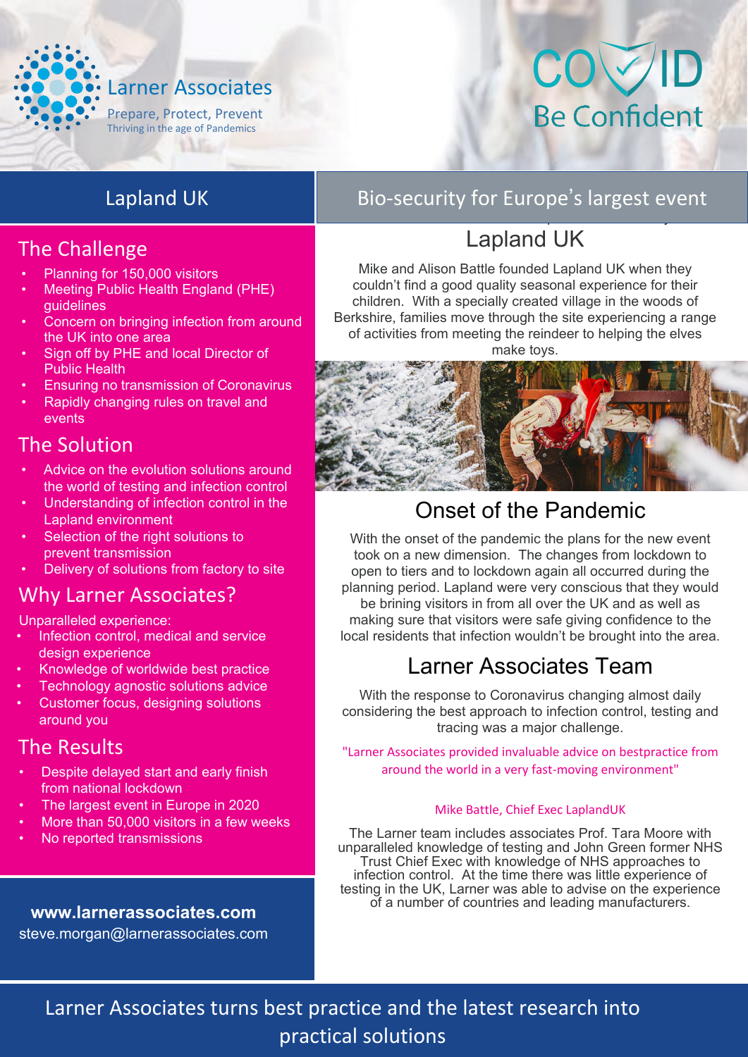Larner Associates

Prepare, Protect, Prevent

Thriving in the age of Pandemics

COVID

Be Confident

## Lapland UK

### The Challenge

- Planning for 150,000 visitors
- Meeting Public Health England (PHE) guidelines
- Concern on bringing infection from around the UK into one area
- Sign off by PHE and local Director of Public Health
- Ensuring no transmission of Coronavirus
- Rapidly changing rules on travel and events

### The Solution

- Advice on the evolution solutions around the world of testing and infection control
- Understanding of infection control in the Lapland environment
- Selection of the right solutions to prevent transmission
- Delivery of solutions from factory to site

### Why Larner Associates?

Unparalleled experience:

- Infection control, medical and service design experience
- Knowledge of worldwide best practice
- Technology agnostic solutions advice
- Customer focus, designing solutions around you

### The Results

- Despite delayed start and early finish from national lockdown
- The largest event in Europe in 2020
- More than 50,000 visitors in a few weeks
- No reported transmissions

**www.larnerassociates.com**

steve.morgan@larnerassociates.com

## Bio-security for Europe's largest event

### Lapland UK

Mike and Alison Battle founded Lapland UK when they couldn't find a good quality seasonal experience for their children. With a specially created village in the woods of Berkshire, families move through the site experiencing a range of activities from meeting the reindeer to helping the elves make toys.

### Onset of the Pandemic

With the onset of the pandemic the plans for the new event took on a new dimension. The changes from lockdown to open to tiers and to lockdown again all occurred during the planning period. Lapland were very conscious that they would be brining visitors in from all over the UK and as well as making sure that visitors were safe giving confidence to the local residents that infection wouldn't be brought into the area.

### Larner Associates Team

With the response to Coronavirus changing almost daily considering the best approach to infection control, testing and tracing was a major challenge.

"Larner Associates provided invaluable advice on bestpractice from around the world in a very fast-moving environment"

Mike Battle, Chief Exec LaplandUK

The Larner team includes associates Prof. Tara Moore with unparalleled knowledge of testing and John Green former NHS Trust Chief Exec with knowledge of NHS approaches to infection control. At the time there was little experience of testing in the UK, Larner was able to advise on the experience of a number of countries and leading manufacturers.

Larner Associates turns best practice and the latest research into practical solutions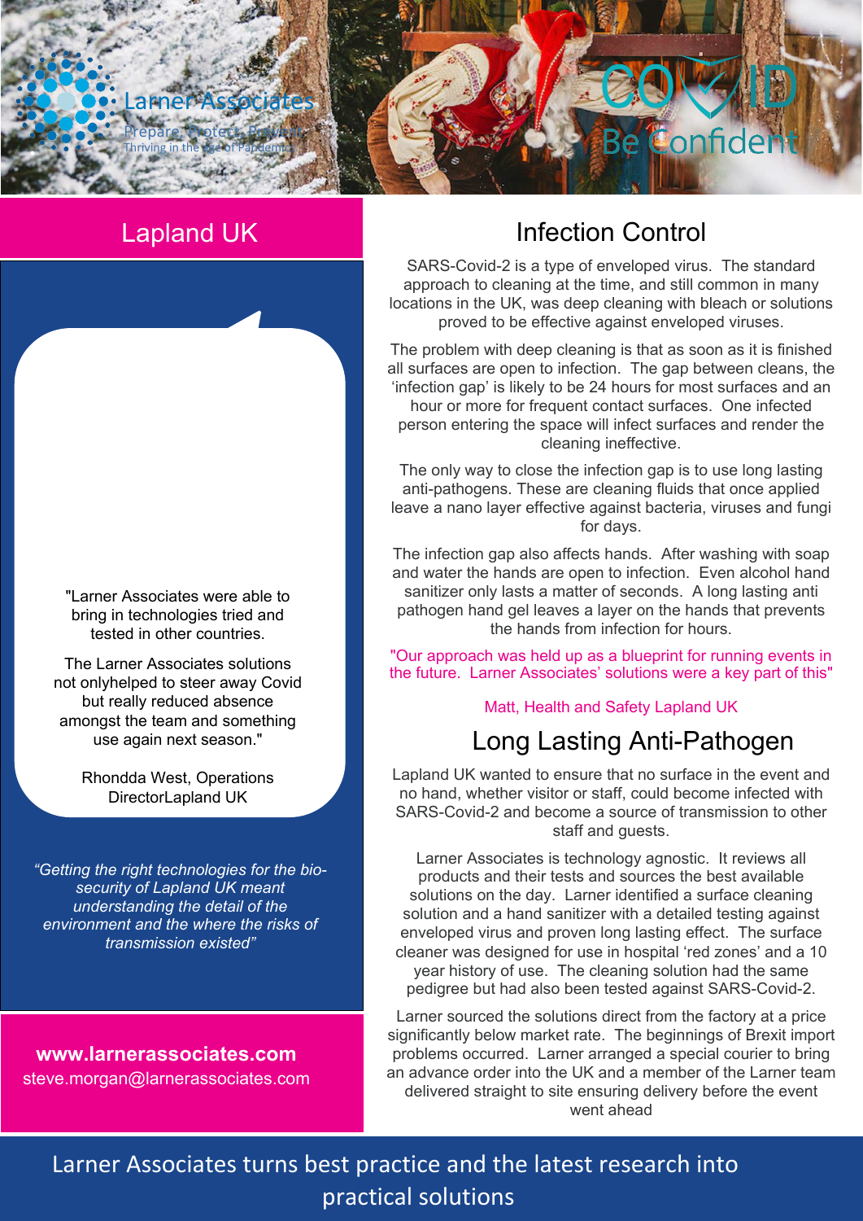Larner Associates

Prepare, Protect, Prevent

Thriving in the age of Pandemic

COVID Be Confident

## Lapland UK

"Larner Associates were able to bring in technologies tried and tested in other countries.

The Larner Associates solutions not onlyhelped to steer away Covid but really reduced absence amongst the team and something use again next season."

Rhondda West, Operations DirectorLapland UK

*“Getting the right technologies for the bio-security of Lapland UK meant understanding the detail of the environment and the where the risks of transmission existed”*

**www.larnerassociates.com**

steve.morgan@larnerassociates.com

## Infection Control

SARS-Covid-2 is a type of enveloped virus. The standard approach to cleaning at the time, and still common in many locations in the UK, was deep cleaning with bleach or solutions proved to be effective against enveloped viruses.

The problem with deep cleaning is that as soon as it is finished all surfaces are open to infection. The gap between cleans, the ‘infection gap’ is likely to be 24 hours for most surfaces and an hour or more for frequent contact surfaces. One infected person entering the space will infect surfaces and render the cleaning ineffective.

The only way to close the infection gap is to use long lasting anti-pathogens. These are cleaning fluids that once applied leave a nano layer effective against bacteria, viruses and fungi for days.

The infection gap also affects hands. After washing with soap and water the hands are open to infection. Even alcohol hand sanitizer only lasts a matter of seconds. A long lasting anti pathogen hand gel leaves a layer on the hands that prevents the hands from infection for hours.

"Our approach was held up as a blueprint for running events in the future. Larner Associates’ solutions were a key part of this"

Matt, Health and Safety Lapland UK

## Long Lasting Anti-Pathogen

Lapland UK wanted to ensure that no surface in the event and no hand, whether visitor or staff, could become infected with SARS-Covid-2 and become a source of transmission to other staff and guests.

Larner Associates is technology agnostic. It reviews all products and their tests and sources the best available solutions on the day. Larner identified a surface cleaning solution and a hand sanitizer with a detailed testing against enveloped virus and proven long lasting effect. The surface cleaner was designed for use in hospital ‘red zones’ and a 10 year history of use. The cleaning solution had the same pedigree but had also been tested against SARS-Covid-2.

Larner sourced the solutions direct from the factory at a price significantly below market rate. The beginnings of Brexit import problems occurred. Larner arranged a special courier to bring an advance order into the UK and a member of the Larner team delivered straight to site ensuring delivery before the event went ahead

Larner Associates turns best practice and the latest research into practical solutions